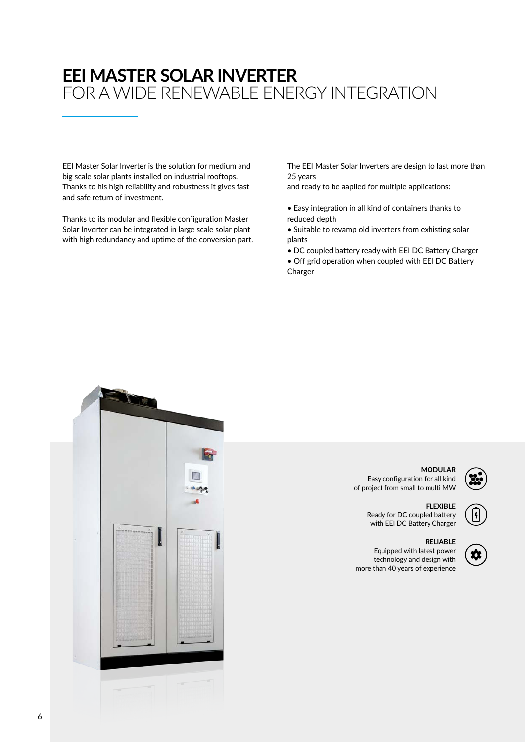# EEI MASTER SOLAR INVERTER
## FOR A WIDE RENEWABLE ENERGY INTEGRATION

EEI Master Solar Inverter is the solution for medium and big scale solar plants installed on industrial rooftops. Thanks to his high reliability and robustness it gives fast and safe return of investment.

Thanks to its modular and flexible configuration Master Solar Inverter can be integrated in large scale solar plant with high redundancy and uptime of the conversion part.

The EEI Master Solar Inverters are design to last more than 25 years
and ready to be aaplied for multiple applications:

- Easy integration in all kind of containers thanks to reduced depth
- Suitable to revamp old inverters from exhisting solar plants
- DC coupled battery ready with EEI DC Battery Charger
- Off grid operation when coupled with EEI DC Battery Charger

**MODULAR**
Easy configuration for all kind of project from small to multi MW

**FLEXIBLE**
Ready for DC coupled battery with EEI DC Battery Charger

**RELIABLE**
Equipped with latest power technology and design with more than 40 years of experience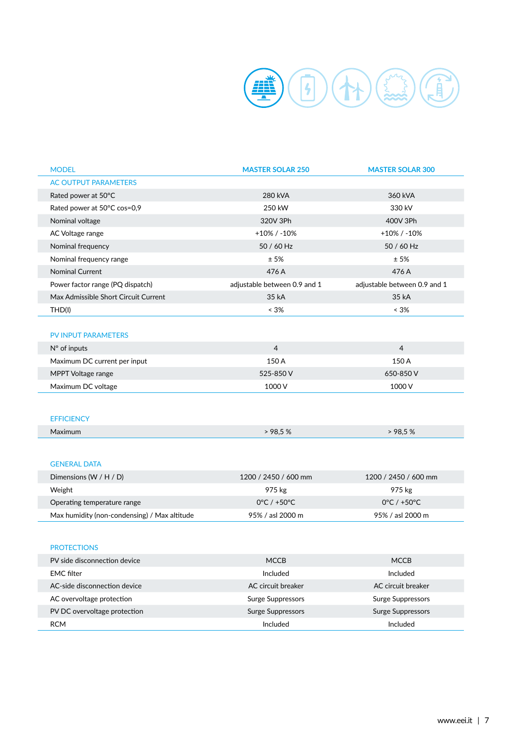| MODEL | MASTER SOLAR 250 | MASTER SOLAR 300 |
|---|---|---|
| **AC OUTPUT PARAMETERS** | | |
| Rated power at 50°C | 280 kVA | 360 kVA |
| Rated power at 50°C cos=0,9 | 250 kW | 330 kV |
| Nominal voltage | 320V 3Ph | 400V 3Ph |
| AC Voltage range | +10% / -10% | +10% / -10% |
| Nominal frequency | 50 / 60 Hz | 50 / 60 Hz |
| Nominal frequency range | ± 5% | ± 5% |
| Nominal Current | 476 A | 476 A |
| Power factor range (PQ dispatch) | adjustable between 0.9 and 1 | adjustable between 0.9 and 1 |
| Max Admissible Short Circuit Current | 35 kA | 35 kA |
| THD(I) | < 3% | < 3% |

| PV INPUT PARAMETERS | | |
|---|---|---|
| N° of inputs | 4 | 4 |
| Maximum DC current per input | 150 A | 150 A |
| MPPT Voltage range | 525-850 V | 650-850 V |
| Maximum DC voltage | 1000 V | 1000 V |

| EFFICIENCY | | |
|---|---|---|
| Maximum | > 98,5 % | > 98,5 % |

| GENERAL DATA | | |
|---|---|---|
| Dimensions (W / H / D) | 1200 / 2450 / 600 mm | 1200 / 2450 / 600 mm |
| Weight | 975 kg | 975 kg |
| Operating temperature range | 0°C / +50°C | 0°C / +50°C |
| Max humidity (non-condensing) / Max altitude | 95% / asl 2000 m | 95% / asl 2000 m |

| PROTECTIONS | | |
|---|---|---|
| PV side disconnection device | MCCB | MCCB |
| EMC filter | Included | Included |
| AC-side disconnection device | AC circuit breaker | AC circuit breaker |
| AC overvoltage protection | Surge Suppressors | Surge Suppressors |
| PV DC overvoltage protection | Surge Suppressors | Surge Suppressors |
| RCM | Included | Included |

www.eei.it